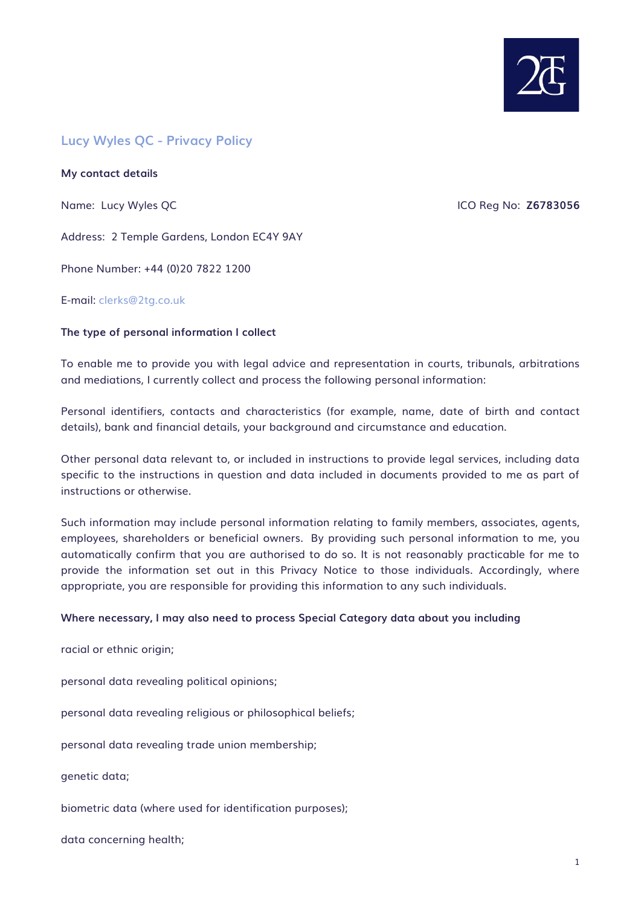## Lucy Wyles QC - Privacy Policy

**My contact details**

Name: Lucy Wyles QC

ICO Reg No: **Z6783056**

Address: 2 Temple Gardens, London EC4Y 9AY

Phone Number: +44 (0)20 7822 1200

E-mail: clerks@2tg.co.uk

**The type of personal information I collect**

To enable me to provide you with legal advice and representation in courts, tribunals, arbitrations and mediations, I currently collect and process the following personal information:

Personal identifiers, contacts and characteristics (for example, name, date of birth and contact details), bank and financial details, your background and circumstance and education.

Other personal data relevant to, or included in instructions to provide legal services, including data specific to the instructions in question and data included in documents provided to me as part of instructions or otherwise.

Such information may include personal information relating to family members, associates, agents, employees, shareholders or beneficial owners. By providing such personal information to me, you automatically confirm that you are authorised to do so. It is not reasonably practicable for me to provide the information set out in this Privacy Notice to those individuals. Accordingly, where appropriate, you are responsible for providing this information to any such individuals.

**Where necessary, I may also need to process Special Category data about you including**

racial or ethnic origin;

personal data revealing political opinions;

personal data revealing religious or philosophical beliefs;

personal data revealing trade union membership;

genetic data;

biometric data (where used for identification purposes);

data concerning health;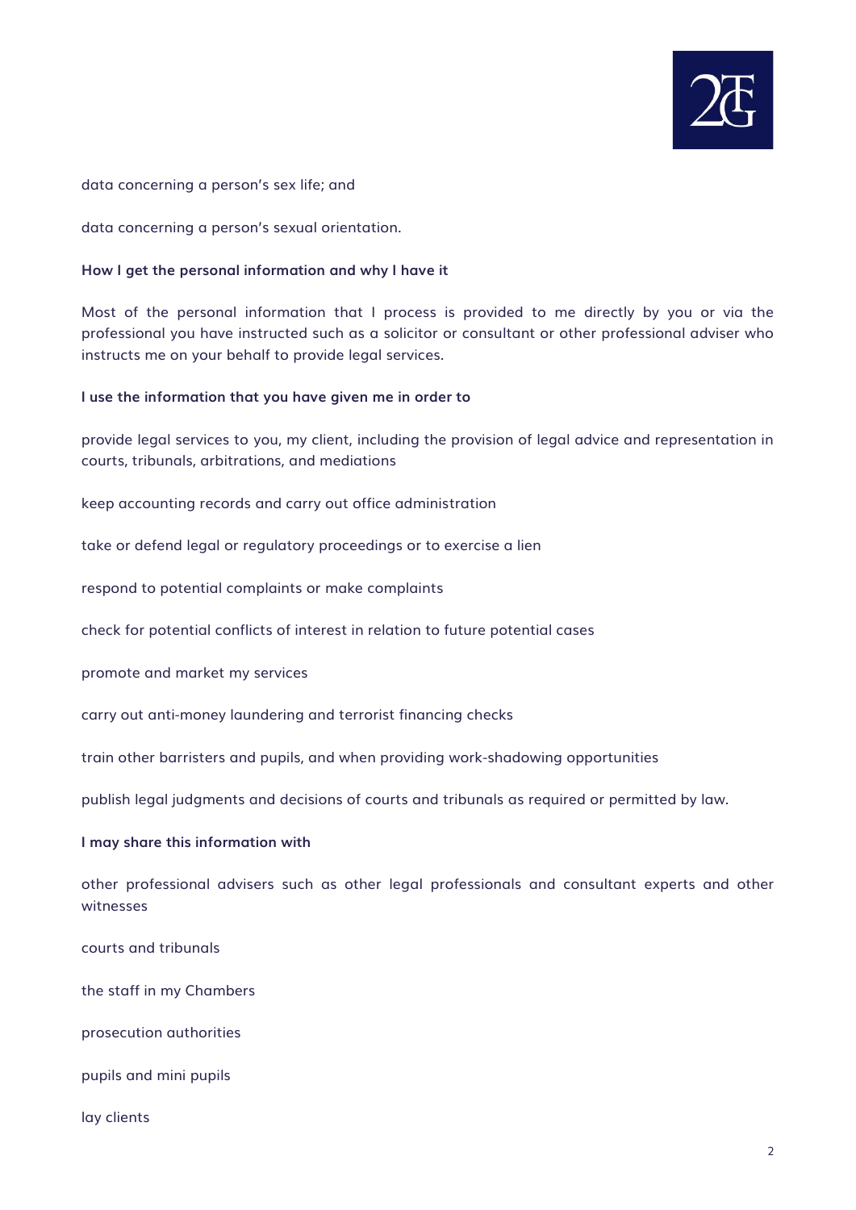data concerning a person's sex life; and

data concerning a person's sexual orientation.

**How I get the personal information and why I have it**

Most of the personal information that I process is provided to me directly by you or via the professional you have instructed such as a solicitor or consultant or other professional adviser who instructs me on your behalf to provide legal services.

**I use the information that you have given me in order to**

provide legal services to you, my client, including the provision of legal advice and representation in courts, tribunals, arbitrations, and mediations

keep accounting records and carry out office administration

take or defend legal or regulatory proceedings or to exercise a lien

respond to potential complaints or make complaints

check for potential conflicts of interest in relation to future potential cases

promote and market my services

carry out anti-money laundering and terrorist financing checks

train other barristers and pupils, and when providing work-shadowing opportunities

publish legal judgments and decisions of courts and tribunals as required or permitted by law.

**I may share this information with**

other professional advisers such as other legal professionals and consultant experts and other witnesses

courts and tribunals

the staff in my Chambers

prosecution authorities

pupils and mini pupils

lay clients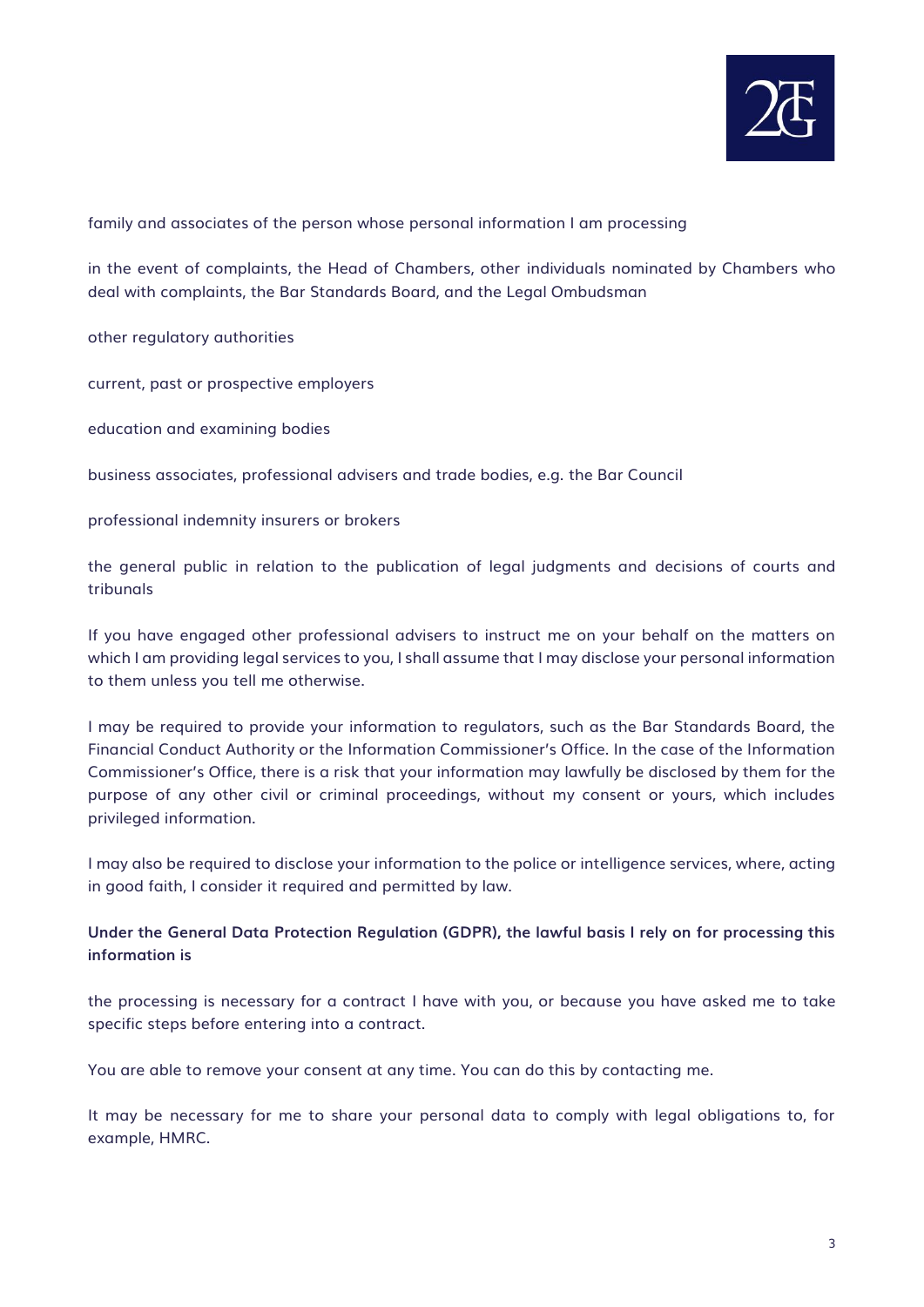family and associates of the person whose personal information I am processing

in the event of complaints, the Head of Chambers, other individuals nominated by Chambers who deal with complaints, the Bar Standards Board, and the Legal Ombudsman

other regulatory authorities

current, past or prospective employers

education and examining bodies

business associates, professional advisers and trade bodies, e.g. the Bar Council

professional indemnity insurers or brokers

the general public in relation to the publication of legal judgments and decisions of courts and tribunals

If you have engaged other professional advisers to instruct me on your behalf on the matters on which I am providing legal services to you, I shall assume that I may disclose your personal information to them unless you tell me otherwise.

I may be required to provide your information to regulators, such as the Bar Standards Board, the Financial Conduct Authority or the Information Commissioner's Office. In the case of the Information Commissioner's Office, there is a risk that your information may lawfully be disclosed by them for the purpose of any other civil or criminal proceedings, without my consent or yours, which includes privileged information.

I may also be required to disclose your information to the police or intelligence services, where, acting in good faith, I consider it required and permitted by law.

**Under the General Data Protection Regulation (GDPR), the lawful basis I rely on for processing this information is**

the processing is necessary for a contract I have with you, or because you have asked me to take specific steps before entering into a contract.

You are able to remove your consent at any time. You can do this by contacting me.

It may be necessary for me to share your personal data to comply with legal obligations to, for example, HMRC.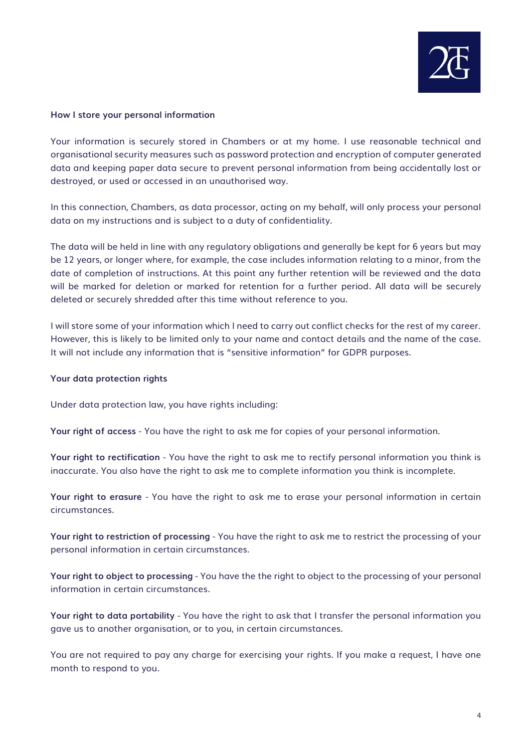**How I store your personal information**

Your information is securely stored in Chambers or at my home. I use reasonable technical and organisational security measures such as password protection and encryption of computer generated data and keeping paper data secure to prevent personal information from being accidentally lost or destroyed, or used or accessed in an unauthorised way.

In this connection, Chambers, as data processor, acting on my behalf, will only process your personal data on my instructions and is subject to a duty of confidentiality.

The data will be held in line with any regulatory obligations and generally be kept for 6 years but may be 12 years, or longer where, for example, the case includes information relating to a minor, from the date of completion of instructions. At this point any further retention will be reviewed and the data will be marked for deletion or marked for retention for a further period. All data will be securely deleted or securely shredded after this time without reference to you.

I will store some of your information which I need to carry out conflict checks for the rest of my career. However, this is likely to be limited only to your name and contact details and the name of the case. It will not include any information that is "sensitive information" for GDPR purposes.

**Your data protection rights**

Under data protection law, you have rights including:

**Your right of access** - You have the right to ask me for copies of your personal information.

**Your right to rectification** - You have the right to ask me to rectify personal information you think is inaccurate. You also have the right to ask me to complete information you think is incomplete.

**Your right to erasure** - You have the right to ask me to erase your personal information in certain circumstances.

**Your right to restriction of processing** - You have the right to ask me to restrict the processing of your personal information in certain circumstances.

**Your right to object to processing** - You have the the right to object to the processing of your personal information in certain circumstances.

**Your right to data portability** - You have the right to ask that I transfer the personal information you gave us to another organisation, or to you, in certain circumstances.

You are not required to pay any charge for exercising your rights. If you make a request, I have one month to respond to you.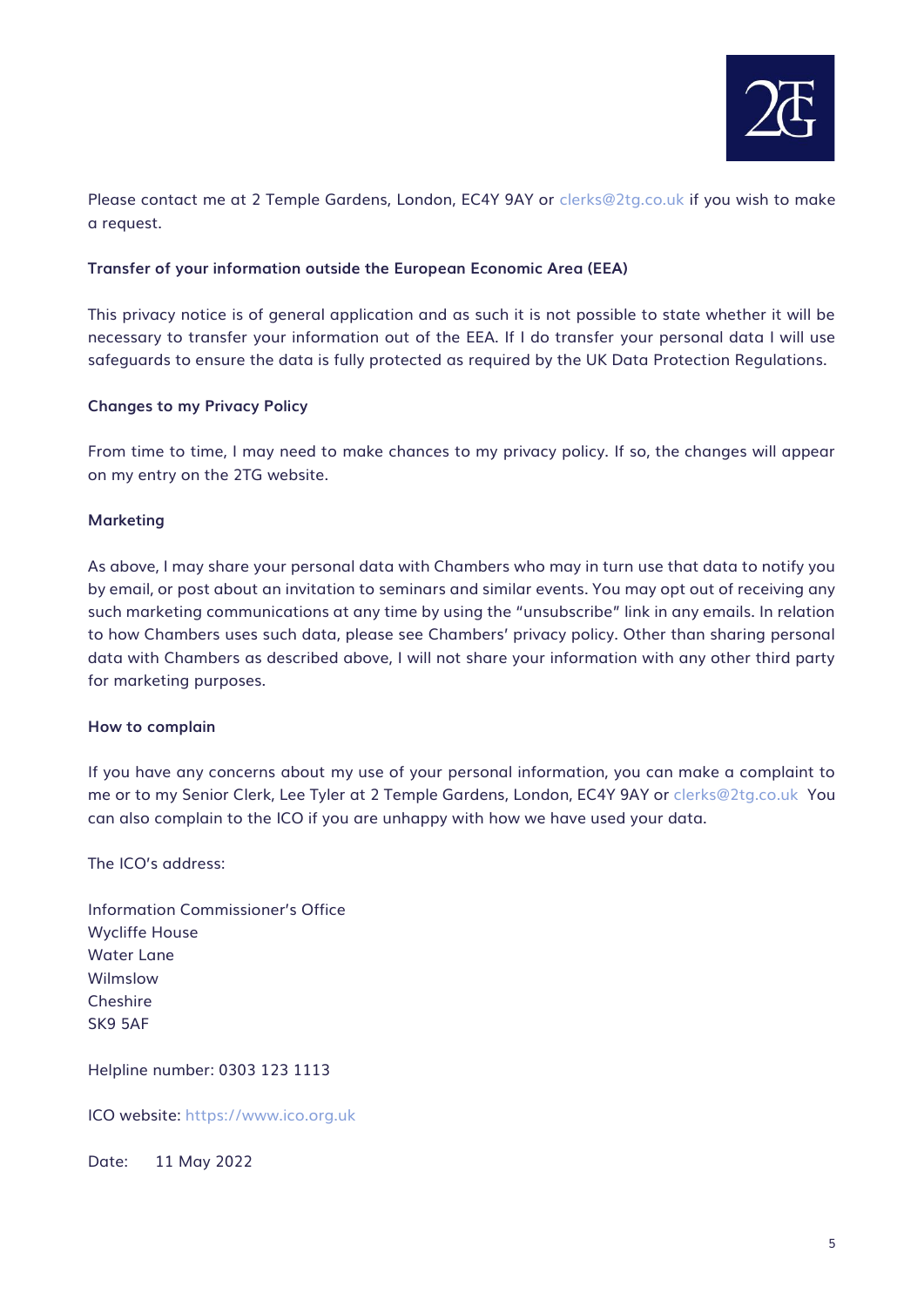Please contact me at 2 Temple Gardens, London, EC4Y 9AY or clerks@2tg.co.uk if you wish to make a request.

**Transfer of your information outside the European Economic Area (EEA)**

This privacy notice is of general application and as such it is not possible to state whether it will be necessary to transfer your information out of the EEA. If I do transfer your personal data I will use safeguards to ensure the data is fully protected as required by the UK Data Protection Regulations.

**Changes to my Privacy Policy**

From time to time, I may need to make chances to my privacy policy. If so, the changes will appear on my entry on the 2TG website.

**Marketing**

As above, I may share your personal data with Chambers who may in turn use that data to notify you by email, or post about an invitation to seminars and similar events. You may opt out of receiving any such marketing communications at any time by using the "unsubscribe" link in any emails. In relation to how Chambers uses such data, please see Chambers' privacy policy. Other than sharing personal data with Chambers as described above, I will not share your information with any other third party for marketing purposes.

**How to complain**

If you have any concerns about my use of your personal information, you can make a complaint to me or to my Senior Clerk, Lee Tyler at 2 Temple Gardens, London, EC4Y 9AY or clerks@2tg.co.uk You can also complain to the ICO if you are unhappy with how we have used your data.

The ICO's address:

Information Commissioner's Office
Wycliffe House
Water Lane
Wilmslow
Cheshire
SK9 5AF

Helpline number: 0303 123 1113

ICO website: https://www.ico.org.uk

Date: 11 May 2022